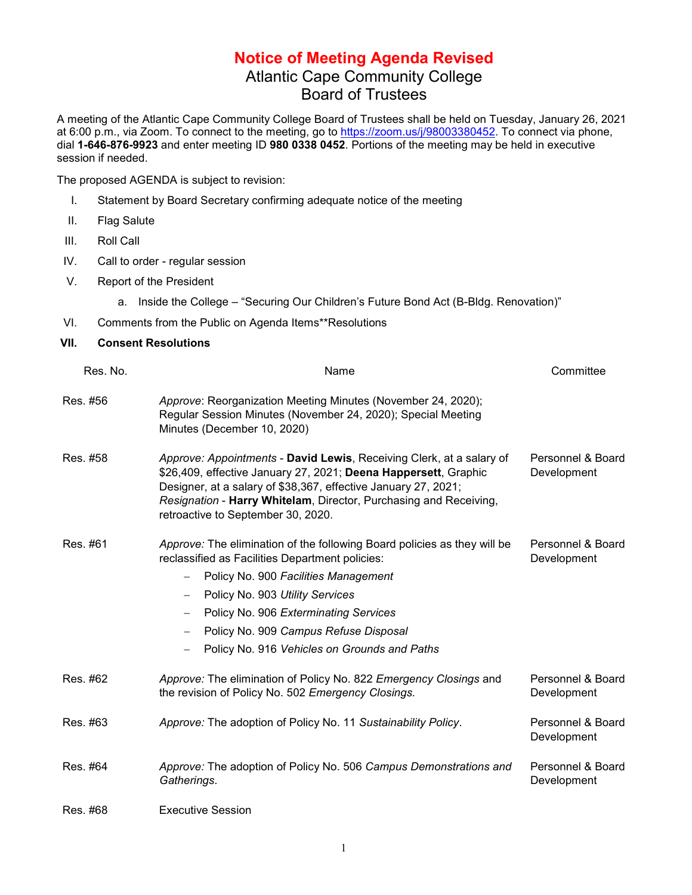# Notice of Meeting Agenda Revised

## Atlantic Cape Community College
## Board of Trustees

A meeting of the Atlantic Cape Community College Board of Trustees shall be held on Tuesday, January 26, 2021 at 6:00 p.m., via Zoom. To connect to the meeting, go to https://zoom.us/j/98003380452. To connect via phone, dial **1-646-876-9923** and enter meeting ID **980 0338 0452**. Portions of the meeting may be held in executive session if needed.

The proposed AGENDA is subject to revision:

I. Statement by Board Secretary confirming adequate notice of the meeting

II. Flag Salute

III. Roll Call

IV. Call to order - regular session

V. Report of the President

   a. Inside the College – "Securing Our Children's Future Bond Act (B-Bldg. Renovation)"

VI. Comments from the Public on Agenda Items**Resolutions

**VII. Consent Resolutions**

| Res. No. | Name | Committee |
|---|---|---|
| Res. #56 | *Approve*: Reorganization Meeting Minutes (November 24, 2020); Regular Session Minutes (November 24, 2020); Special Meeting Minutes (December 10, 2020) | |
| Res. #58 | *Approve: Appointments* - **David Lewis**, Receiving Clerk, at a salary of $26,409, effective January 27, 2021; **Deena Happersett**, Graphic Designer, at a salary of $38,367, effective January 27, 2021; *Resignation* - **Harry Whitelam**, Director, Purchasing and Receiving, retroactive to September 30, 2020. | Personnel & Board Development |
| Res. #61 | *Approve:* The elimination of the following Board policies as they will be reclassified as Facilities Department policies: – Policy No. 900 *Facilities Management* – Policy No. 903 *Utility Services* – Policy No. 906 *Exterminating Services* – Policy No. 909 *Campus Refuse Disposal* – Policy No. 916 *Vehicles on Grounds and Paths* | Personnel & Board Development |
| Res. #62 | *Approve:* The elimination of Policy No. 822 *Emergency Closings* and the revision of Policy No. 502 *Emergency Closings.* | Personnel & Board Development |
| Res. #63 | *Approve:* The adoption of Policy No. 11 *Sustainability Policy*. | Personnel & Board Development |
| Res. #64 | *Approve:* The adoption of Policy No. 506 *Campus Demonstrations and Gatherings*. | Personnel & Board Development |
| Res. #68 | Executive Session | |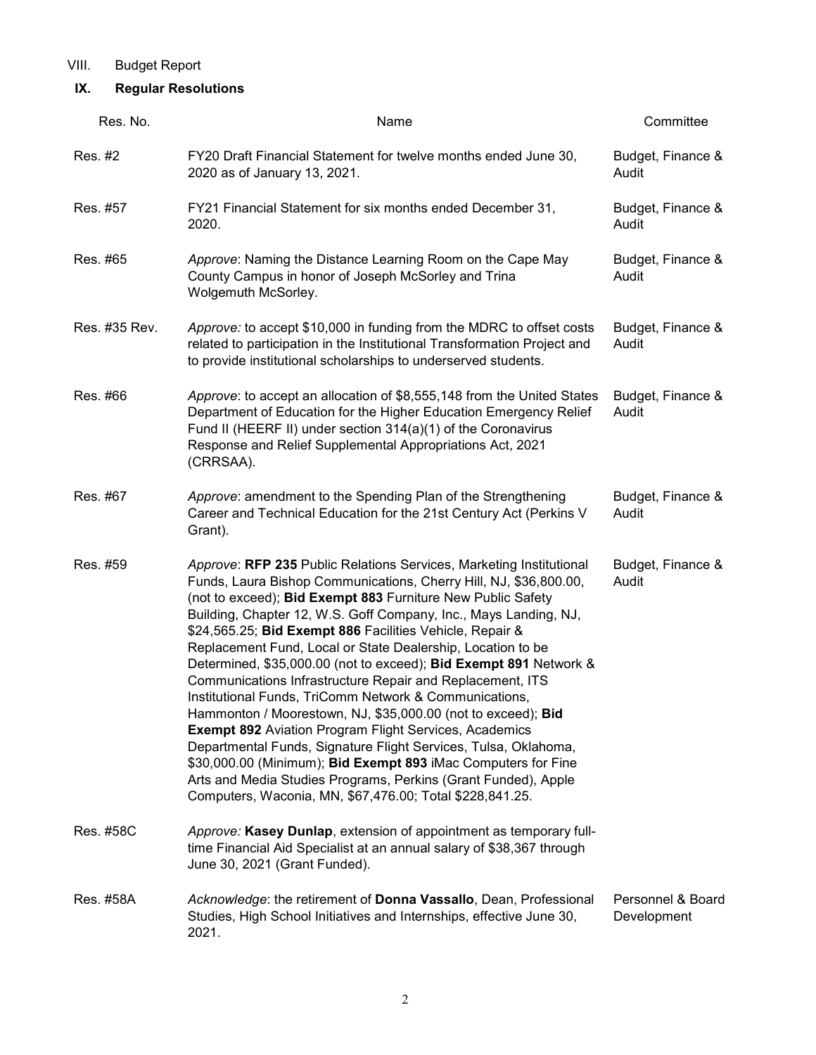VIII. Budget Report

## IX. Regular Resolutions

| Res. No. | Name | Committee |
|---|---|---|
| Res. #2 | FY20 Draft Financial Statement for twelve months ended June 30, 2020 as of January 13, 2021. | Budget, Finance & Audit |
| Res. #57 | FY21 Financial Statement for six months ended December 31, 2020. | Budget, Finance & Audit |
| Res. #65 | *Approve*: Naming the Distance Learning Room on the Cape May County Campus in honor of Joseph McSorley and Trina Wolgemuth McSorley. | Budget, Finance & Audit |
| Res. #35 Rev. | *Approve:* to accept $10,000 in funding from the MDRC to offset costs related to participation in the Institutional Transformation Project and to provide institutional scholarships to underserved students. | Budget, Finance & Audit |
| Res. #66 | *Approve*: to accept an allocation of $8,555,148 from the United States Department of Education for the Higher Education Emergency Relief Fund II (HEERF II) under section 314(a)(1) of the Coronavirus Response and Relief Supplemental Appropriations Act, 2021 (CRRSAA). | Budget, Finance & Audit |
| Res. #67 | *Approve*: amendment to the Spending Plan of the Strengthening Career and Technical Education for the 21st Century Act (Perkins V Grant). | Budget, Finance & Audit |
| Res. #59 | *Approve*: **RFP 235** Public Relations Services, Marketing Institutional Funds, Laura Bishop Communications, Cherry Hill, NJ, $36,800.00, (not to exceed); **Bid Exempt 883** Furniture New Public Safety Building, Chapter 12, W.S. Goff Company, Inc., Mays Landing, NJ, $24,565.25; **Bid Exempt 886** Facilities Vehicle, Repair & Replacement Fund, Local or State Dealership, Location to be Determined, $35,000.00 (not to exceed); **Bid Exempt 891** Network & Communications Infrastructure Repair and Replacement, ITS Institutional Funds, TriComm Network & Communications, Hammonton / Moorestown, NJ, $35,000.00 (not to exceed); **Bid Exempt 892** Aviation Program Flight Services, Academics Departmental Funds, Signature Flight Services, Tulsa, Oklahoma, $30,000.00 (Minimum); **Bid Exempt 893** iMac Computers for Fine Arts and Media Studies Programs, Perkins (Grant Funded), Apple Computers, Waconia, MN, $67,476.00; Total $228,841.25. | Budget, Finance & Audit |
| Res. #58C | *Approve:* **Kasey Dunlap**, extension of appointment as temporary full-time Financial Aid Specialist at an annual salary of $38,367 through June 30, 2021 (Grant Funded). | |
| Res. #58A | *Acknowledge*: the retirement of **Donna Vassallo**, Dean, Professional Studies, High School Initiatives and Internships, effective June 30, 2021. | Personnel & Board Development |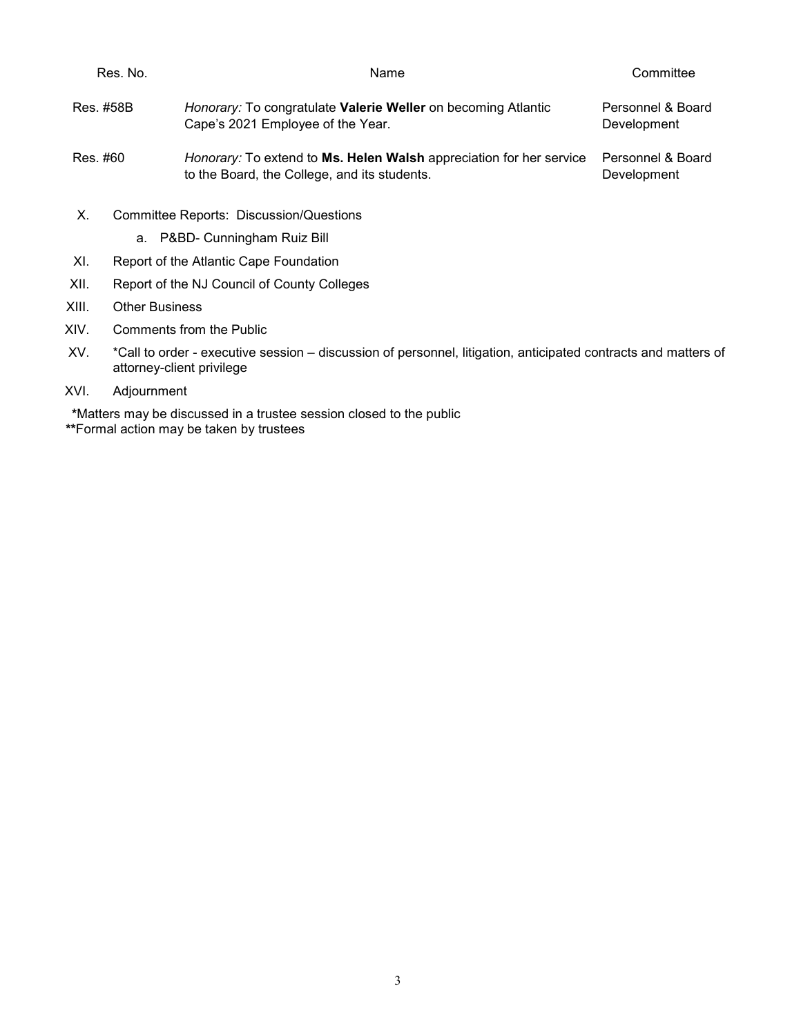| Res. No. | Name | Committee |
|---|---|---|
| Res. #58B | *Honorary:* To congratulate **Valerie Weller** on becoming Atlantic Cape's 2021 Employee of the Year. | Personnel & Board Development |
| Res. #60 | *Honorary:* To extend to **Ms. Helen Walsh** appreciation for her service to the Board, the College, and its students. | Personnel & Board Development |

X. Committee Reports: Discussion/Questions

   a. P&BD- Cunningham Ruiz Bill

XI. Report of the Atlantic Cape Foundation

XII. Report of the NJ Council of County Colleges

XIII. Other Business

XIV. Comments from the Public

XV. *Call to order - executive session – discussion of personnel, litigation, anticipated contracts and matters of attorney-client privilege

XVI. Adjournment

**\***Matters may be discussed in a trustee session closed to the public
**\*\***Formal action may be taken by trustees